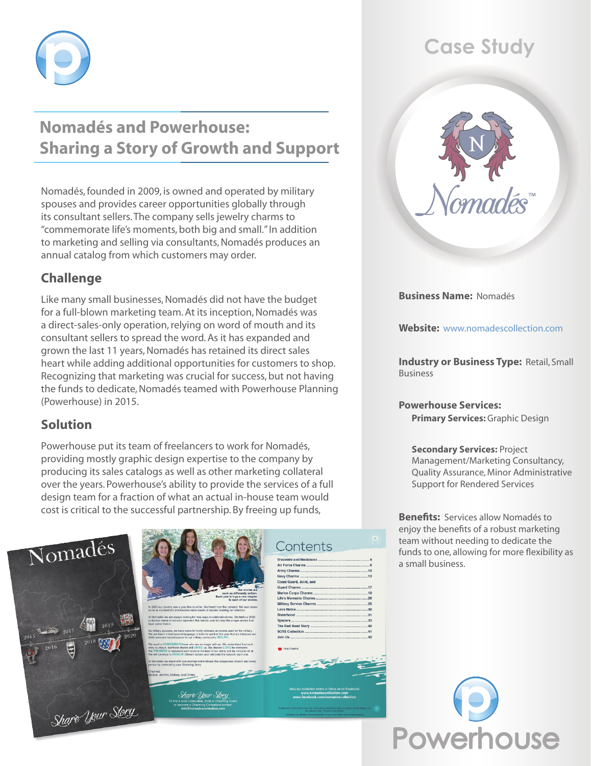# Nomadés and Powerhouse: Sharing a Story of Growth and Support

Nomadés, founded in 2009, is owned and operated by military spouses and provides career opportunities globally through its consultant sellers. The company sells jewelry charms to "commemorate life's moments, both big and small." In addition to marketing and selling via consultants, Nomadés produces an annual catalog from which customers may order.

## Challenge

Like many small businesses, Nomadés did not have the budget for a full-blown marketing team. At its inception, Nomadés was a direct-sales-only operation, relying on word of mouth and its consultant sellers to spread the word. As it has expanded and grown the last 11 years, Nomadés has retained its direct sales heart while adding additional opportunities for customers to shop. Recognizing that marketing was crucial for success, but not having the funds to dedicate, Nomadés teamed with Powerhouse Planning (Powerhouse) in 2015.

## Solution

Powerhouse put its team of freelancers to work for Nomadés, providing mostly graphic design expertise to the company by producing its sales catalogs as well as other marketing collateral over the years. Powerhouse's ability to provide the services of a full design team for a fraction of what an actual in-house team would cost is critical to the successful partnership. By freeing up funds,

## Case Study

**Business Name:** Nomadés

**Website:** www.nomadescollection.com

**Industry or Business Type:** Retail, Small Business

**Powerhouse Services:**

**Primary Services:** Graphic Design

**Secondary Services:** Project Management/Marketing Consultancy, Quality Assurance, Minor Administrative Support for Rendered Services

**Benefits:** Services allow Nomadés to enjoy the benefits of a robust marketing team without needing to dedicate the funds to one, allowing for more flexibility as a small business.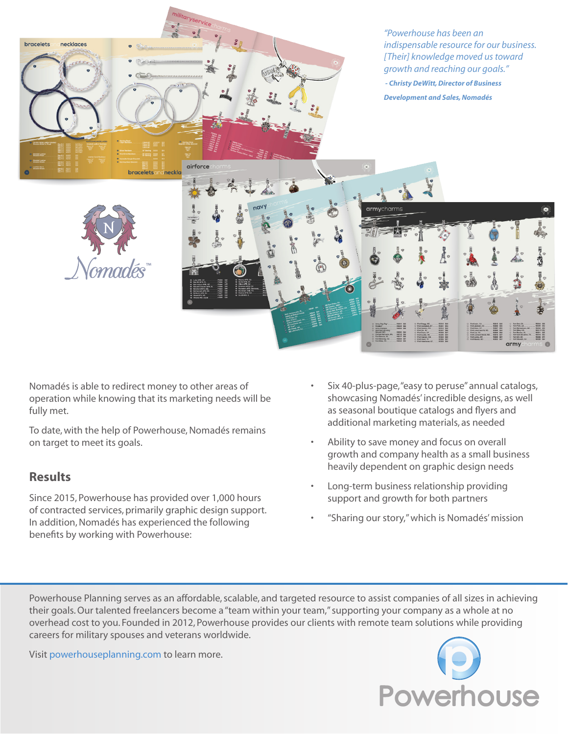*"Powerhouse has been an indispensable resource for our business. [Their] knowledge moved us toward growth and reaching our goals."*

***- Christy DeWitt, Director of Business Development and Sales, Nomadés***

Nomadés is able to redirect money to other areas of operation while knowing that its marketing needs will be fully met.

To date, with the help of Powerhouse, Nomadés remains on target to meet its goals.

## Results

Since 2015, Powerhouse has provided over 1,000 hours of contracted services, primarily graphic design support. In addition, Nomadés has experienced the following benefits by working with Powerhouse:

- Six 40-plus-page, "easy to peruse" annual catalogs, showcasing Nomadés' incredible designs, as well as seasonal boutique catalogs and flyers and additional marketing materials, as needed
- Ability to save money and focus on overall growth and company health as a small business heavily dependent on graphic design needs
- Long-term business relationship providing support and growth for both partners
- "Sharing our story," which is Nomadés' mission

Powerhouse Planning serves as an affordable, scalable, and targeted resource to assist companies of all sizes in achieving their goals. Our talented freelancers become a "team within your team," supporting your company as a whole at no overhead cost to you. Founded in 2012, Powerhouse provides our clients with remote team solutions while providing careers for military spouses and veterans worldwide.

Visit powerhouseplanning.com to learn more.